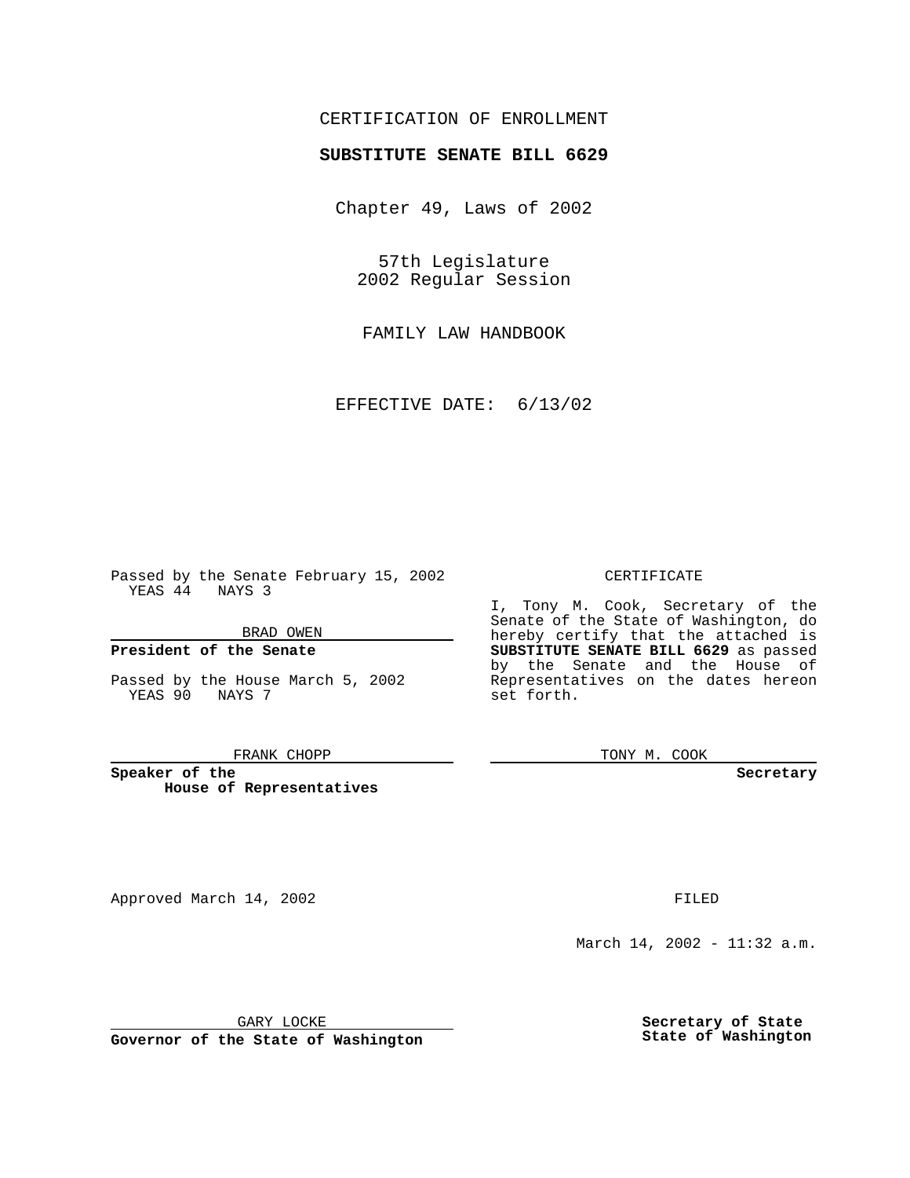CERTIFICATION OF ENROLLMENT

**SUBSTITUTE SENATE BILL 6629**

Chapter 49, Laws of 2002

57th Legislature
2002 Regular Session

FAMILY LAW HANDBOOK

EFFECTIVE DATE: 6/13/02

Passed by the Senate February 15, 2002
YEAS 44 NAYS 3

BRAD OWEN

**President of the Senate**

Passed by the House March 5, 2002
YEAS 90 NAYS 7

FRANK CHOPP

**Speaker of the House of Representatives**

CERTIFICATE

I, Tony M. Cook, Secretary of the Senate of the State of Washington, do hereby certify that the attached is **SUBSTITUTE SENATE BILL 6629** as passed by the Senate and the House of Representatives on the dates hereon set forth.

TONY M. COOK

**Secretary**

Approved March 14, 2002

GARY LOCKE

**Governor of the State of Washington**

FILED

March 14, 2002 - 11:32 a.m.

**Secretary of State**
**State of Washington**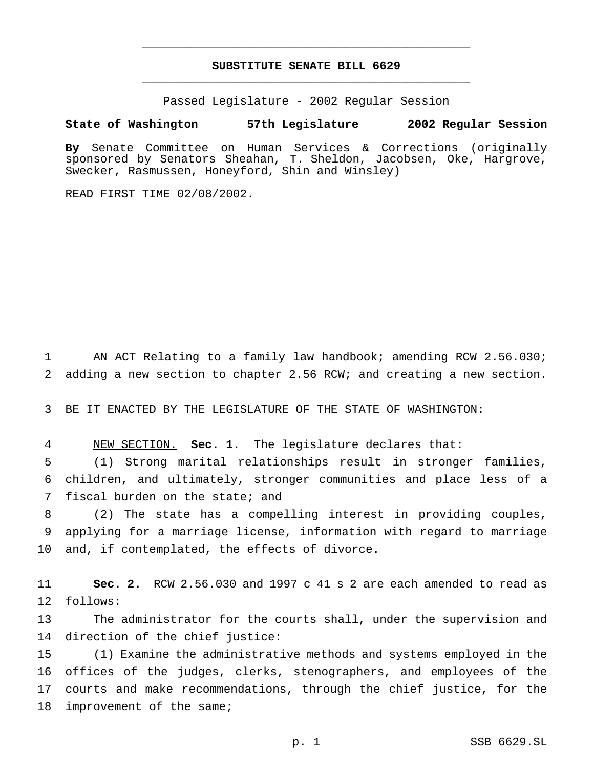# SUBSTITUTE SENATE BILL 6629

Passed Legislature - 2002 Regular Session

**State of Washington 57th Legislature 2002 Regular Session**

**By** Senate Committee on Human Services & Corrections (originally sponsored by Senators Sheahan, T. Sheldon, Jacobsen, Oke, Hargrove, Swecker, Rasmussen, Honeyford, Shin and Winsley)

READ FIRST TIME 02/08/2002.

AN ACT Relating to a family law handbook; amending RCW 2.56.030; adding a new section to chapter 2.56 RCW; and creating a new section.

BE IT ENACTED BY THE LEGISLATURE OF THE STATE OF WASHINGTON:

NEW SECTION. **Sec. 1.** The legislature declares that:

(1) Strong marital relationships result in stronger families, children, and ultimately, stronger communities and place less of a fiscal burden on the state; and

(2) The state has a compelling interest in providing couples, applying for a marriage license, information with regard to marriage and, if contemplated, the effects of divorce.

**Sec. 2.** RCW 2.56.030 and 1997 c 41 s 2 are each amended to read as follows:

The administrator for the courts shall, under the supervision and direction of the chief justice:

(1) Examine the administrative methods and systems employed in the offices of the judges, clerks, stenographers, and employees of the courts and make recommendations, through the chief justice, for the improvement of the same;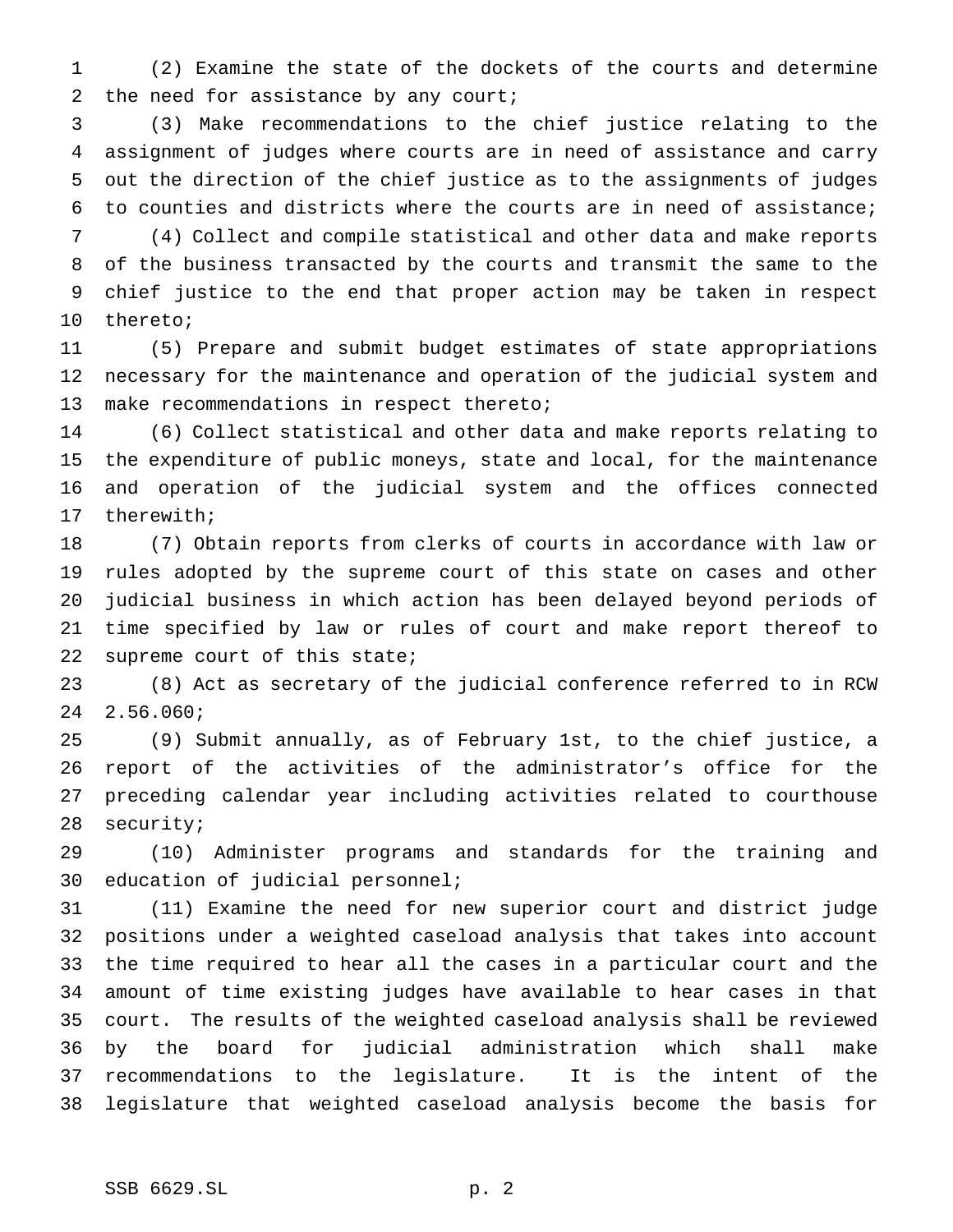(2) Examine the state of the dockets of the courts and determine the need for assistance by any court;

(3) Make recommendations to the chief justice relating to the assignment of judges where courts are in need of assistance and carry out the direction of the chief justice as to the assignments of judges to counties and districts where the courts are in need of assistance;

(4) Collect and compile statistical and other data and make reports of the business transacted by the courts and transmit the same to the chief justice to the end that proper action may be taken in respect thereto;

(5) Prepare and submit budget estimates of state appropriations necessary for the maintenance and operation of the judicial system and make recommendations in respect thereto;

(6) Collect statistical and other data and make reports relating to the expenditure of public moneys, state and local, for the maintenance and operation of the judicial system and the offices connected therewith;

(7) Obtain reports from clerks of courts in accordance with law or rules adopted by the supreme court of this state on cases and other judicial business in which action has been delayed beyond periods of time specified by law or rules of court and make report thereof to supreme court of this state;

(8) Act as secretary of the judicial conference referred to in RCW 2.56.060;

(9) Submit annually, as of February 1st, to the chief justice, a report of the activities of the administrator's office for the preceding calendar year including activities related to courthouse security;

(10) Administer programs and standards for the training and education of judicial personnel;

(11) Examine the need for new superior court and district judge positions under a weighted caseload analysis that takes into account the time required to hear all the cases in a particular court and the amount of time existing judges have available to hear cases in that court. The results of the weighted caseload analysis shall be reviewed by the board for judicial administration which shall make recommendations to the legislature. It is the intent of the legislature that weighted caseload analysis become the basis for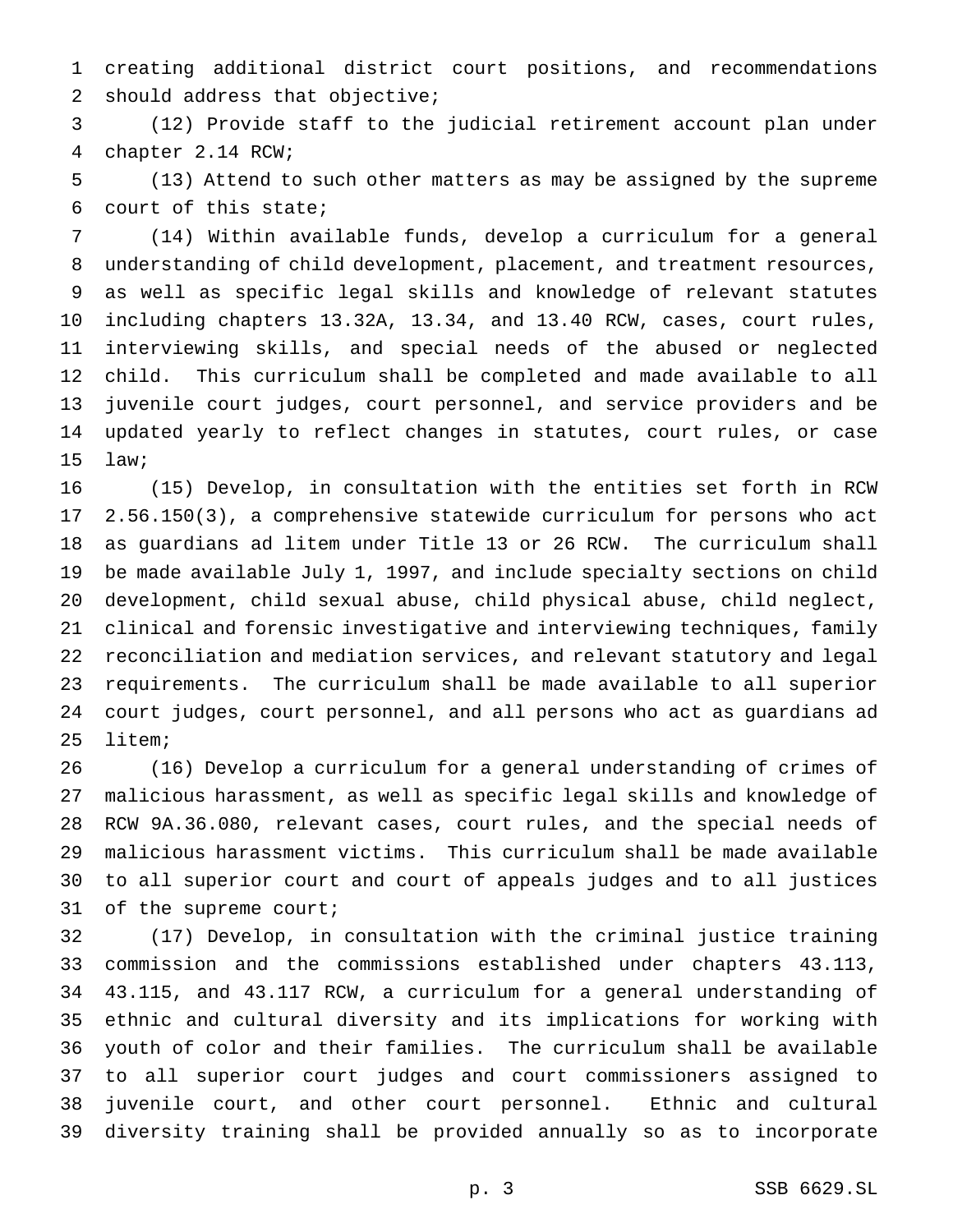creating additional district court positions, and recommendations should address that objective;

(12) Provide staff to the judicial retirement account plan under chapter 2.14 RCW;

(13) Attend to such other matters as may be assigned by the supreme court of this state;

(14) Within available funds, develop a curriculum for a general understanding of child development, placement, and treatment resources, as well as specific legal skills and knowledge of relevant statutes including chapters 13.32A, 13.34, and 13.40 RCW, cases, court rules, interviewing skills, and special needs of the abused or neglected child. This curriculum shall be completed and made available to all juvenile court judges, court personnel, and service providers and be updated yearly to reflect changes in statutes, court rules, or case law;

(15) Develop, in consultation with the entities set forth in RCW 2.56.150(3), a comprehensive statewide curriculum for persons who act as guardians ad litem under Title 13 or 26 RCW. The curriculum shall be made available July 1, 1997, and include specialty sections on child development, child sexual abuse, child physical abuse, child neglect, clinical and forensic investigative and interviewing techniques, family reconciliation and mediation services, and relevant statutory and legal requirements. The curriculum shall be made available to all superior court judges, court personnel, and all persons who act as guardians ad litem;

(16) Develop a curriculum for a general understanding of crimes of malicious harassment, as well as specific legal skills and knowledge of RCW 9A.36.080, relevant cases, court rules, and the special needs of malicious harassment victims. This curriculum shall be made available to all superior court and court of appeals judges and to all justices of the supreme court;

(17) Develop, in consultation with the criminal justice training commission and the commissions established under chapters 43.113, 43.115, and 43.117 RCW, a curriculum for a general understanding of ethnic and cultural diversity and its implications for working with youth of color and their families. The curriculum shall be available to all superior court judges and court commissioners assigned to juvenile court, and other court personnel. Ethnic and cultural diversity training shall be provided annually so as to incorporate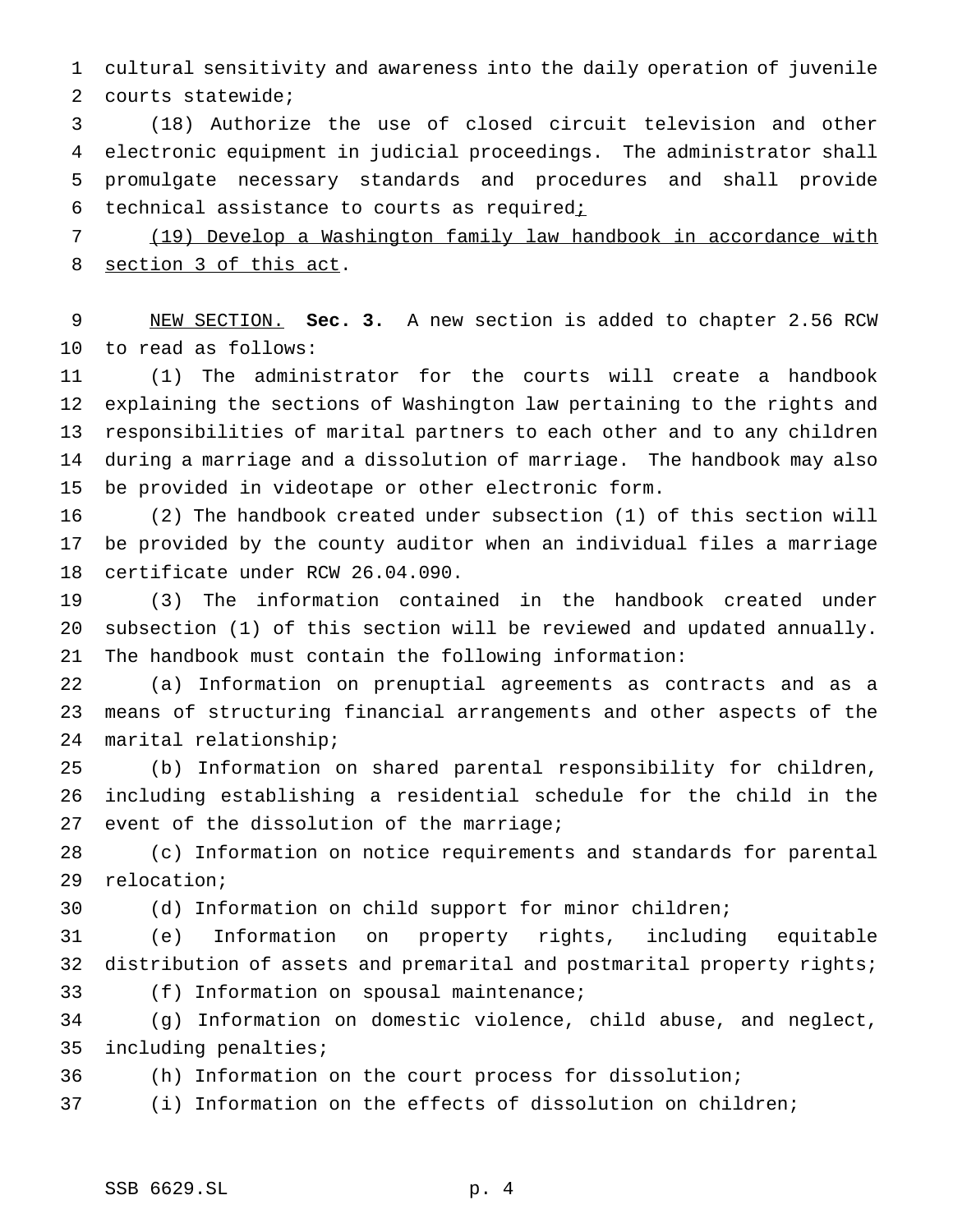cultural sensitivity and awareness into the daily operation of juvenile courts statewide;

(18) Authorize the use of closed circuit television and other electronic equipment in judicial proceedings. The administrator shall promulgate necessary standards and procedures and shall provide technical assistance to courts as required<u>;</u>

<u>(19) Develop a Washington family law handbook in accordance with section 3 of this act</u>.

<u>NEW SECTION.</u> **Sec. 3.** A new section is added to chapter 2.56 RCW to read as follows:

(1) The administrator for the courts will create a handbook explaining the sections of Washington law pertaining to the rights and responsibilities of marital partners to each other and to any children during a marriage and a dissolution of marriage. The handbook may also be provided in videotape or other electronic form.

(2) The handbook created under subsection (1) of this section will be provided by the county auditor when an individual files a marriage certificate under RCW 26.04.090.

(3) The information contained in the handbook created under subsection (1) of this section will be reviewed and updated annually. The handbook must contain the following information:

(a) Information on prenuptial agreements as contracts and as a means of structuring financial arrangements and other aspects of the marital relationship;

(b) Information on shared parental responsibility for children, including establishing a residential schedule for the child in the event of the dissolution of the marriage;

(c) Information on notice requirements and standards for parental relocation;

(d) Information on child support for minor children;

(e) Information on property rights, including equitable distribution of assets and premarital and postmarital property rights;

(f) Information on spousal maintenance;

(g) Information on domestic violence, child abuse, and neglect, including penalties;

(h) Information on the court process for dissolution;

(i) Information on the effects of dissolution on children;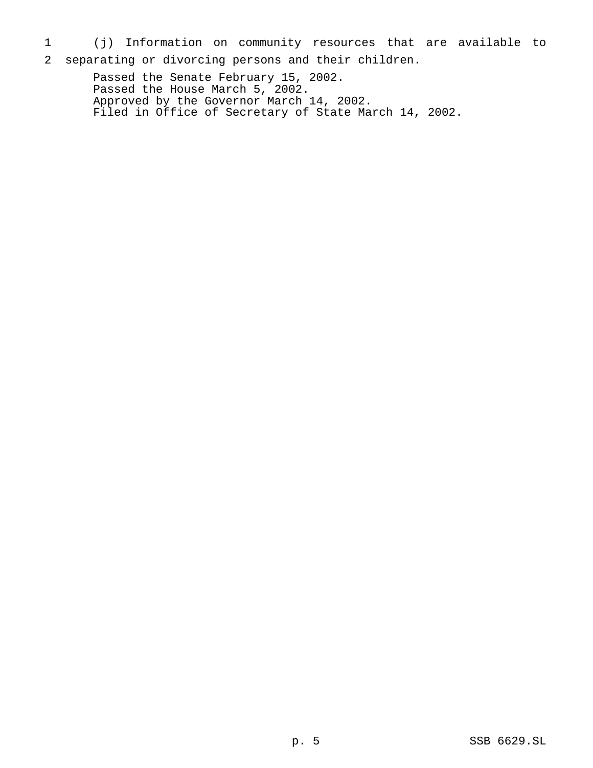(j) Information on community resources that are available to separating or divorcing persons and their children.

Passed the Senate February 15, 2002.
Passed the House March 5, 2002.
Approved by the Governor March 14, 2002.
Filed in Office of Secretary of State March 14, 2002.